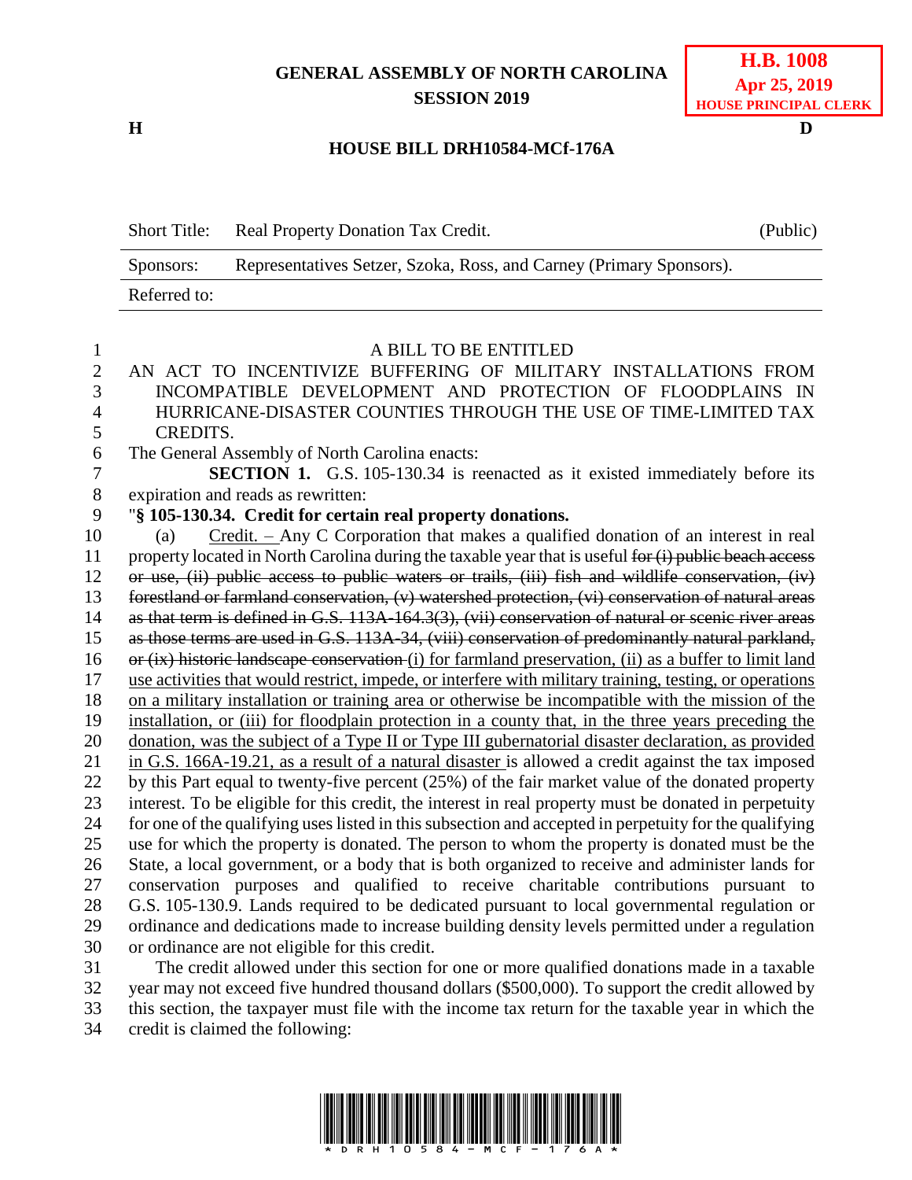GENERAL ASSEMBLY OF NORTH CAROLINA
SESSION 2019

**H.B. 1008**
**Apr 25, 2019**
**HOUSE PRINCIPAL CLERK**

H D

**HOUSE BILL DRH10584-MCf-176A**

| Short Title: | Real Property Donation Tax Credit. | (Public) |
|---|---|---|
| Sponsors: | Representatives Setzer, Szoka, Ross, and Carney (Primary Sponsors). | |
| Referred to: | | |

A BILL TO BE ENTITLED

AN ACT TO INCENTIVIZE BUFFERING OF MILITARY INSTALLATIONS FROM INCOMPATIBLE DEVELOPMENT AND PROTECTION OF FLOODPLAINS IN HURRICANE-DISASTER COUNTIES THROUGH THE USE OF TIME-LIMITED TAX CREDITS.

The General Assembly of North Carolina enacts:

**SECTION 1.** G.S. 105-130.34 is reenacted as it existed immediately before its expiration and reads as rewritten:

"**§ 105-130.34. Credit for certain real property donations.**

(a) <u>Credit. –</u> Any C Corporation that makes a qualified donation of an interest in real property located in North Carolina during the taxable year that is useful ~~for (i) public beach access or use, (ii) public access to public waters or trails, (iii) fish and wildlife conservation, (iv) forestland or farmland conservation, (v) watershed protection, (vi) conservation of natural areas as that term is defined in G.S. 113A-164.3(3), (vii) conservation of natural or scenic river areas as those terms are used in G.S. 113A-34, (viii) conservation of predominantly natural parkland, or (ix) historic landscape conservation~~ <u>(i) for farmland preservation, (ii) as a buffer to limit land use activities that would restrict, impede, or interfere with military training, testing, or operations on a military installation or training area or otherwise be incompatible with the mission of the installation, or (iii) for floodplain protection in a county that, in the three years preceding the donation, was the subject of a Type II or Type III gubernatorial disaster declaration, as provided in G.S. 166A-19.21, as a result of a natural disaster</u> is allowed a credit against the tax imposed by this Part equal to twenty-five percent (25%) of the fair market value of the donated property interest. To be eligible for this credit, the interest in real property must be donated in perpetuity for one of the qualifying uses listed in this subsection and accepted in perpetuity for the qualifying use for which the property is donated. The person to whom the property is donated must be the State, a local government, or a body that is both organized to receive and administer lands for conservation purposes and qualified to receive charitable contributions pursuant to G.S. 105-130.9. Lands required to be dedicated pursuant to local governmental regulation or ordinance and dedications made to increase building density levels permitted under a regulation or ordinance are not eligible for this credit.

The credit allowed under this section for one or more qualified donations made in a taxable year may not exceed five hundred thousand dollars ($500,000). To support the credit allowed by this section, the taxpayer must file with the income tax return for the taxable year in which the credit is claimed the following: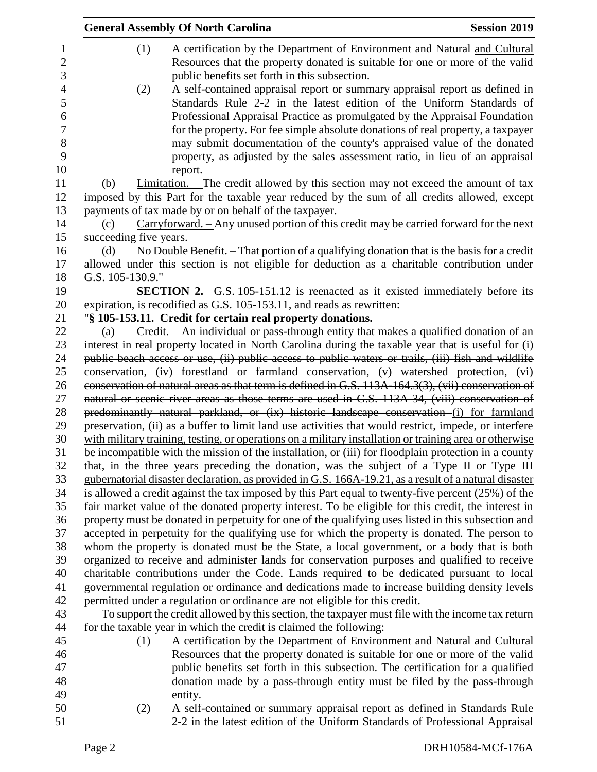(1) A certification by the Department of ~~Environment and~~ Natural and Cultural Resources that the property donated is suitable for one or more of the valid public benefits set forth in this subsection.

(2) A self-contained appraisal report or summary appraisal report as defined in Standards Rule 2-2 in the latest edition of the Uniform Standards of Professional Appraisal Practice as promulgated by the Appraisal Foundation for the property. For fee simple absolute donations of real property, a taxpayer may submit documentation of the county's appraised value of the donated property, as adjusted by the sales assessment ratio, in lieu of an appraisal report.

(b) Limitation. – The credit allowed by this section may not exceed the amount of tax imposed by this Part for the taxable year reduced by the sum of all credits allowed, except payments of tax made by or on behalf of the taxpayer.

(c) Carryforward. – Any unused portion of this credit may be carried forward for the next succeeding five years.

(d) No Double Benefit. – That portion of a qualifying donation that is the basis for a credit allowed under this section is not eligible for deduction as a charitable contribution under G.S. 105-130.9."

**SECTION 2.** G.S. 105-151.12 is reenacted as it existed immediately before its expiration, is recodified as G.S. 105-153.11, and reads as rewritten:

"**§ 105-153.11. Credit for certain real property donations.**

(a) Credit. – An individual or pass-through entity that makes a qualified donation of an interest in real property located in North Carolina during the taxable year that is useful ~~for (i) public beach access or use, (ii) public access to public waters or trails, (iii) fish and wildlife conservation, (iv) forestland or farmland conservation, (v) watershed protection, (vi) conservation of natural areas as that term is defined in G.S. 113A-164.3(3), (vii) conservation of natural or scenic river areas as those terms are used in G.S. 113A-34, (viii) conservation of predominantly natural parkland, or (ix) historic landscape conservation~~ (i) for farmland preservation, (ii) as a buffer to limit land use activities that would restrict, impede, or interfere with military training, testing, or operations on a military installation or training area or otherwise be incompatible with the mission of the installation, or (iii) for floodplain protection in a county that, in the three years preceding the donation, was the subject of a Type II or Type III gubernatorial disaster declaration, as provided in G.S. 166A-19.21, as a result of a natural disaster is allowed a credit against the tax imposed by this Part equal to twenty-five percent (25%) of the fair market value of the donated property interest. To be eligible for this credit, the interest in property must be donated in perpetuity for one of the qualifying uses listed in this subsection and accepted in perpetuity for the qualifying use for which the property is donated. The person to whom the property is donated must be the State, a local government, or a body that is both organized to receive and administer lands for conservation purposes and qualified to receive charitable contributions under the Code. Lands required to be dedicated pursuant to local governmental regulation or ordinance and dedications made to increase building density levels permitted under a regulation or ordinance are not eligible for this credit.

To support the credit allowed by this section, the taxpayer must file with the income tax return for the taxable year in which the credit is claimed the following:

(1) A certification by the Department of ~~Environment and~~ Natural and Cultural Resources that the property donated is suitable for one or more of the valid public benefits set forth in this subsection. The certification for a qualified donation made by a pass-through entity must be filed by the pass-through entity.

(2) A self-contained or summary appraisal report as defined in Standards Rule 2-2 in the latest edition of the Uniform Standards of Professional Appraisal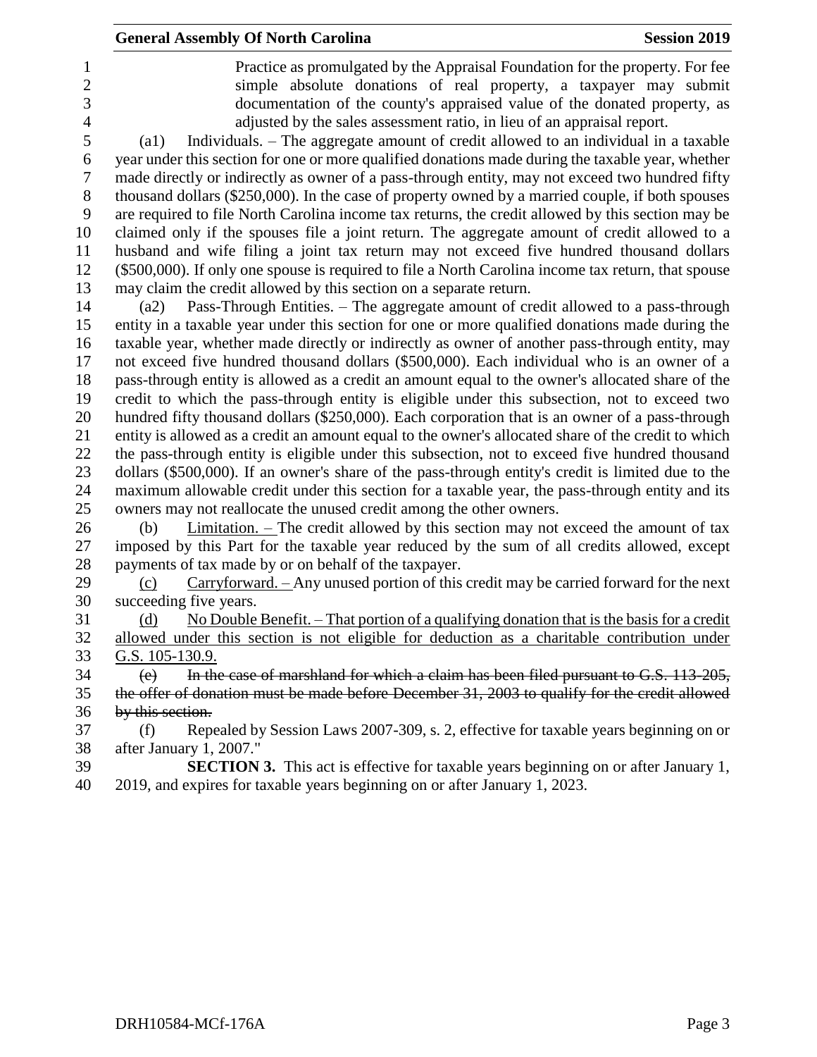Practice as promulgated by the Appraisal Foundation for the property. For fee simple absolute donations of real property, a taxpayer may submit documentation of the county's appraised value of the donated property, as adjusted by the sales assessment ratio, in lieu of an appraisal report.

(a1) Individuals. – The aggregate amount of credit allowed to an individual in a taxable year under this section for one or more qualified donations made during the taxable year, whether made directly or indirectly as owner of a pass-through entity, may not exceed two hundred fifty thousand dollars ($250,000). In the case of property owned by a married couple, if both spouses are required to file North Carolina income tax returns, the credit allowed by this section may be claimed only if the spouses file a joint return. The aggregate amount of credit allowed to a husband and wife filing a joint tax return may not exceed five hundred thousand dollars ($500,000). If only one spouse is required to file a North Carolina income tax return, that spouse may claim the credit allowed by this section on a separate return.

(a2) Pass-Through Entities. – The aggregate amount of credit allowed to a pass-through entity in a taxable year under this section for one or more qualified donations made during the taxable year, whether made directly or indirectly as owner of another pass-through entity, may not exceed five hundred thousand dollars ($500,000). Each individual who is an owner of a pass-through entity is allowed as a credit an amount equal to the owner's allocated share of the credit to which the pass-through entity is eligible under this subsection, not to exceed two hundred fifty thousand dollars ($250,000). Each corporation that is an owner of a pass-through entity is allowed as a credit an amount equal to the owner's allocated share of the credit to which the pass-through entity is eligible under this subsection, not to exceed five hundred thousand dollars ($500,000). If an owner's share of the pass-through entity's credit is limited due to the maximum allowable credit under this section for a taxable year, the pass-through entity and its owners may not reallocate the unused credit among the other owners.

(b) <u>Limitation. –</u> The credit allowed by this section may not exceed the amount of tax imposed by this Part for the taxable year reduced by the sum of all credits allowed, except payments of tax made by or on behalf of the taxpayer.

<u>(c)</u> <u>Carryforward. –</u> Any unused portion of this credit may be carried forward for the next succeeding five years.

<u>(d)</u> <u>No Double Benefit. – That portion of a qualifying donation that is the basis for a credit allowed under this section is not eligible for deduction as a charitable contribution under G.S. 105-130.9.</u>

~~(e) In the case of marshland for which a claim has been filed pursuant to G.S. 113-205, the offer of donation must be made before December 31, 2003 to qualify for the credit allowed by this section.~~

(f) Repealed by Session Laws 2007-309, s. 2, effective for taxable years beginning on or after January 1, 2007."

**SECTION 3.** This act is effective for taxable years beginning on or after January 1, 2019, and expires for taxable years beginning on or after January 1, 2023.